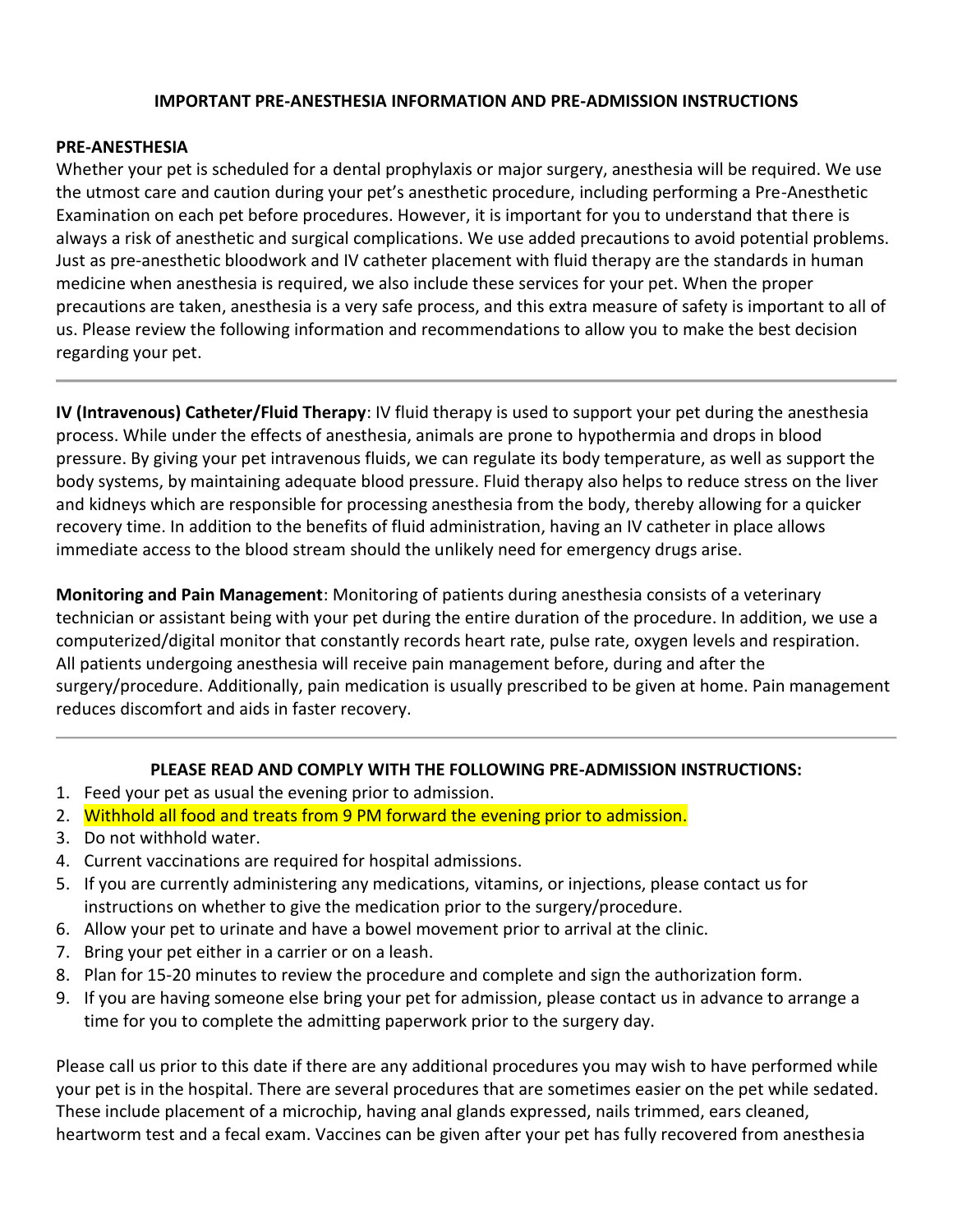# IMPORTANT PRE-ANESTHESIA INFORMATION AND PRE-ADMISSION INSTRUCTIONS

## PRE-ANESTHESIA

Whether your pet is scheduled for a dental prophylaxis or major surgery, anesthesia will be required. We use the utmost care and caution during your pet's anesthetic procedure, including performing a Pre-Anesthetic Examination on each pet before procedures. However, it is important for you to understand that there is always a risk of anesthetic and surgical complications. We use added precautions to avoid potential problems. Just as pre-anesthetic bloodwork and IV catheter placement with fluid therapy are the standards in human medicine when anesthesia is required, we also include these services for your pet. When the proper precautions are taken, anesthesia is a very safe process, and this extra measure of safety is important to all of us. Please review the following information and recommendations to allow you to make the best decision regarding your pet.

---

**IV (Intravenous) Catheter/Fluid Therapy**: IV fluid therapy is used to support your pet during the anesthesia process. While under the effects of anesthesia, animals are prone to hypothermia and drops in blood pressure. By giving your pet intravenous fluids, we can regulate its body temperature, as well as support the body systems, by maintaining adequate blood pressure. Fluid therapy also helps to reduce stress on the liver and kidneys which are responsible for processing anesthesia from the body, thereby allowing for a quicker recovery time. In addition to the benefits of fluid administration, having an IV catheter in place allows immediate access to the blood stream should the unlikely need for emergency drugs arise.

**Monitoring and Pain Management**: Monitoring of patients during anesthesia consists of a veterinary technician or assistant being with your pet during the entire duration of the procedure. In addition, we use a computerized/digital monitor that constantly records heart rate, pulse rate, oxygen levels and respiration. All patients undergoing anesthesia will receive pain management before, during and after the surgery/procedure. Additionally, pain medication is usually prescribed to be given at home. Pain management reduces discomfort and aids in faster recovery.

---

## PLEASE READ AND COMPLY WITH THE FOLLOWING PRE-ADMISSION INSTRUCTIONS:

1. Feed your pet as usual the evening prior to admission.
2. Withhold all food and treats from 9 PM forward the evening prior to admission.
3. Do not withhold water.
4. Current vaccinations are required for hospital admissions.
5. If you are currently administering any medications, vitamins, or injections, please contact us for instructions on whether to give the medication prior to the surgery/procedure.
6. Allow your pet to urinate and have a bowel movement prior to arrival at the clinic.
7. Bring your pet either in a carrier or on a leash.
8. Plan for 15-20 minutes to review the procedure and complete and sign the authorization form.
9. If you are having someone else bring your pet for admission, please contact us in advance to arrange a time for you to complete the admitting paperwork prior to the surgery day.

Please call us prior to this date if there are any additional procedures you may wish to have performed while your pet is in the hospital. There are several procedures that are sometimes easier on the pet while sedated. These include placement of a microchip, having anal glands expressed, nails trimmed, ears cleaned, heartworm test and a fecal exam. Vaccines can be given after your pet has fully recovered from anesthesia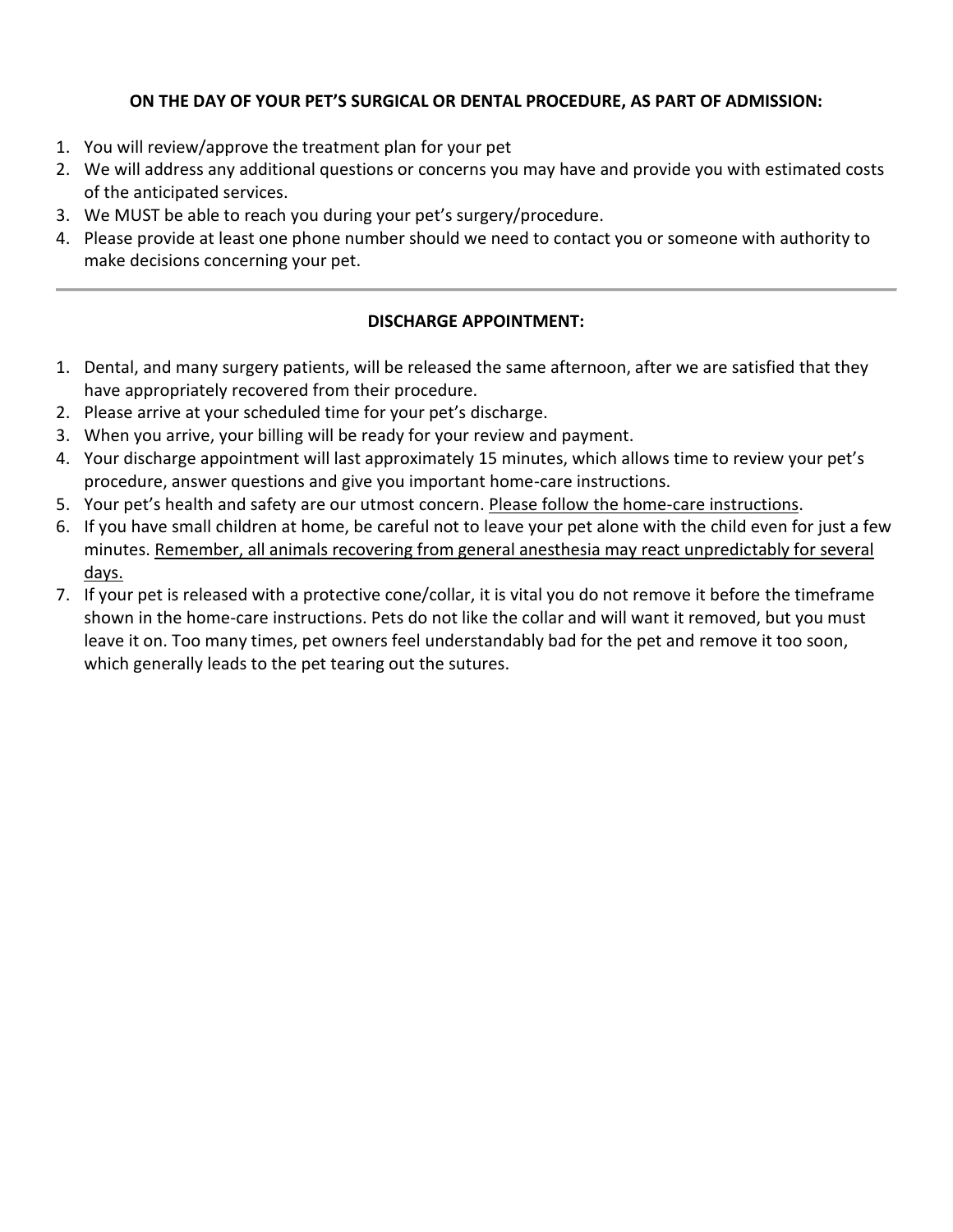**ON THE DAY OF YOUR PET'S SURGICAL OR DENTAL PROCEDURE, AS PART OF ADMISSION:**

1. You will review/approve the treatment plan for your pet
2. We will address any additional questions or concerns you may have and provide you with estimated costs of the anticipated services.
3. We MUST be able to reach you during your pet's surgery/procedure.
4. Please provide at least one phone number should we need to contact you or someone with authority to make decisions concerning your pet.

---

**DISCHARGE APPOINTMENT:**

1. Dental, and many surgery patients, will be released the same afternoon, after we are satisfied that they have appropriately recovered from their procedure.
2. Please arrive at your scheduled time for your pet's discharge.
3. When you arrive, your billing will be ready for your review and payment.
4. Your discharge appointment will last approximately 15 minutes, which allows time to review your pet's procedure, answer questions and give you important home-care instructions.
5. Your pet's health and safety are our utmost concern. <u>Please follow the home-care instructions</u>.
6. If you have small children at home, be careful not to leave your pet alone with the child even for just a few minutes. <u>Remember, all animals recovering from general anesthesia may react unpredictably for several days.</u>
7. If your pet is released with a protective cone/collar, it is vital you do not remove it before the timeframe shown in the home-care instructions. Pets do not like the collar and will want it removed, but you must leave it on. Too many times, pet owners feel understandably bad for the pet and remove it too soon, which generally leads to the pet tearing out the sutures.